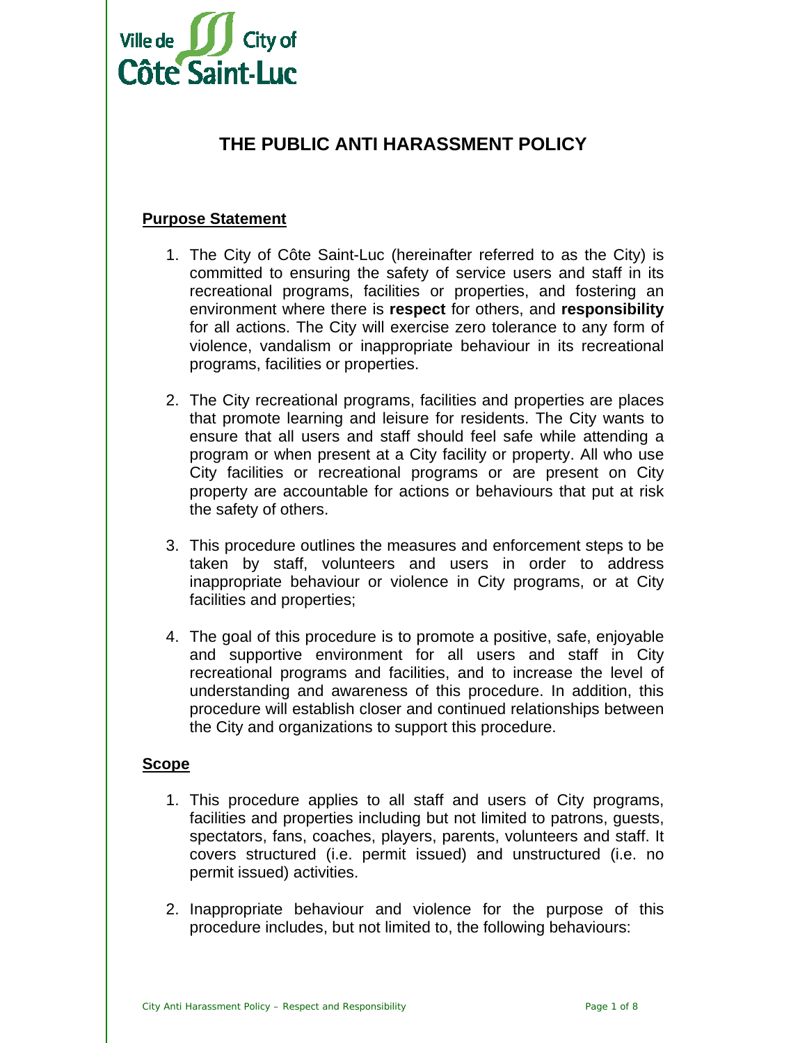Ville de City of Côte Saint-Luc

# THE PUBLIC ANTI HARASSMENT POLICY

## Purpose Statement

1. The City of Côte Saint-Luc (hereinafter referred to as the City) is committed to ensuring the safety of service users and staff in its recreational programs, facilities or properties, and fostering an environment where there is **respect** for others, and **responsibility** for all actions. The City will exercise zero tolerance to any form of violence, vandalism or inappropriate behaviour in its recreational programs, facilities or properties.

2. The City recreational programs, facilities and properties are places that promote learning and leisure for residents. The City wants to ensure that all users and staff should feel safe while attending a program or when present at a City facility or property. All who use City facilities or recreational programs or are present on City property are accountable for actions or behaviours that put at risk the safety of others.

3. This procedure outlines the measures and enforcement steps to be taken by staff, volunteers and users in order to address inappropriate behaviour or violence in City programs, or at City facilities and properties;

4. The goal of this procedure is to promote a positive, safe, enjoyable and supportive environment for all users and staff in City recreational programs and facilities, and to increase the level of understanding and awareness of this procedure. In addition, this procedure will establish closer and continued relationships between the City and organizations to support this procedure.

## Scope

1. This procedure applies to all staff and users of City programs, facilities and properties including but not limited to patrons, guests, spectators, fans, coaches, players, parents, volunteers and staff. It covers structured (i.e. permit issued) and unstructured (i.e. no permit issued) activities.

2. Inappropriate behaviour and violence for the purpose of this procedure includes, but not limited to, the following behaviours: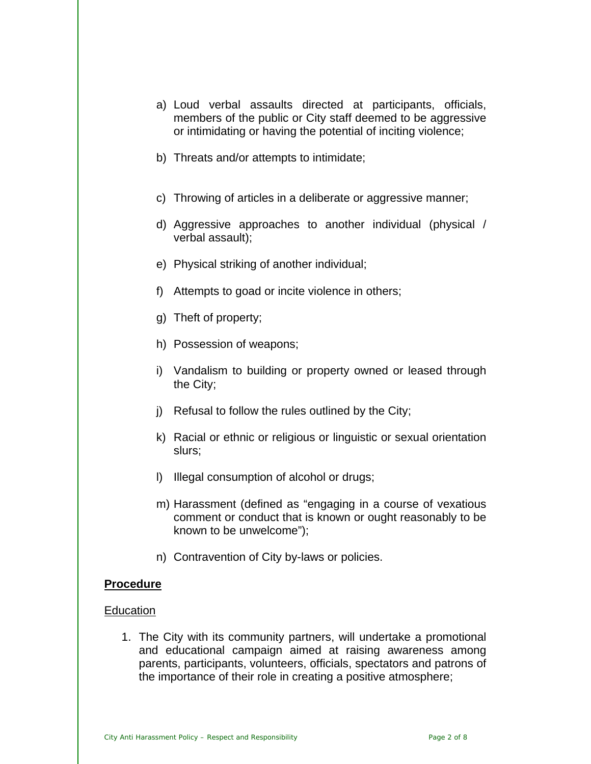a) Loud verbal assaults directed at participants, officials, members of the public or City staff deemed to be aggressive or intimidating or having the potential of inciting violence;

b) Threats and/or attempts to intimidate;

c) Throwing of articles in a deliberate or aggressive manner;

d) Aggressive approaches to another individual (physical / verbal assault);

e) Physical striking of another individual;

f) Attempts to goad or incite violence in others;

g) Theft of property;

h) Possession of weapons;

i) Vandalism to building or property owned or leased through the City;

j) Refusal to follow the rules outlined by the City;

k) Racial or ethnic or religious or linguistic or sexual orientation slurs;

l) Illegal consumption of alcohol or drugs;

m) Harassment (defined as "engaging in a course of vexatious comment or conduct that is known or ought reasonably to be known to be unwelcome");

n) Contravention of City by-laws or policies.

**Procedure**

Education

1. The City with its community partners, will undertake a promotional and educational campaign aimed at raising awareness among parents, participants, volunteers, officials, spectators and patrons of the importance of their role in creating a positive atmosphere;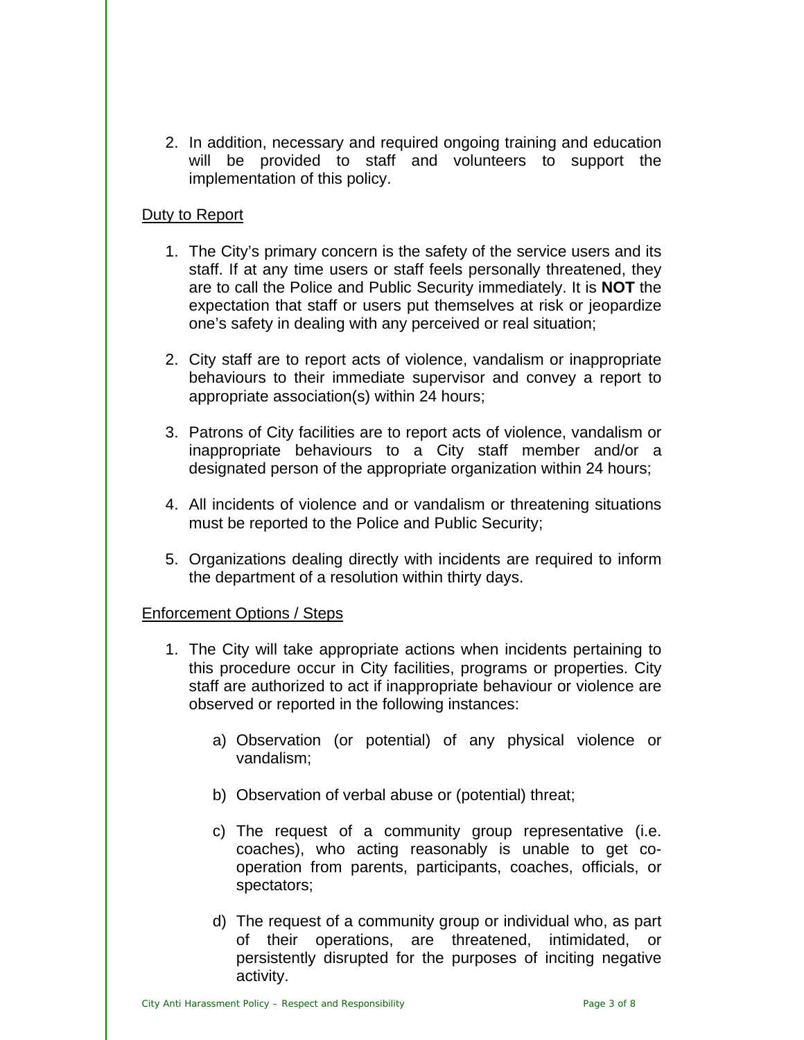2. In addition, necessary and required ongoing training and education will be provided to staff and volunteers to support the implementation of this policy.

<u>Duty to Report</u>

1. The City's primary concern is the safety of the service users and its staff. If at any time users or staff feels personally threatened, they are to call the Police and Public Security immediately. It is **NOT** the expectation that staff or users put themselves at risk or jeopardize one's safety in dealing with any perceived or real situation;

2. City staff are to report acts of violence, vandalism or inappropriate behaviours to their immediate supervisor and convey a report to appropriate association(s) within 24 hours;

3. Patrons of City facilities are to report acts of violence, vandalism or inappropriate behaviours to a City staff member and/or a designated person of the appropriate organization within 24 hours;

4. All incidents of violence and or vandalism or threatening situations must be reported to the Police and Public Security;

5. Organizations dealing directly with incidents are required to inform the department of a resolution within thirty days.

<u>Enforcement Options / Steps</u>

1. The City will take appropriate actions when incidents pertaining to this procedure occur in City facilities, programs or properties. City staff are authorized to act if inappropriate behaviour or violence are observed or reported in the following instances:

   a) Observation (or potential) of any physical violence or vandalism;

   b) Observation of verbal abuse or (potential) threat;

   c) The request of a community group representative (i.e. coaches), who acting reasonably is unable to get co-operation from parents, participants, coaches, officials, or spectators;

   d) The request of a community group or individual who, as part of their operations, are threatened, intimidated, or persistently disrupted for the purposes of inciting negative activity.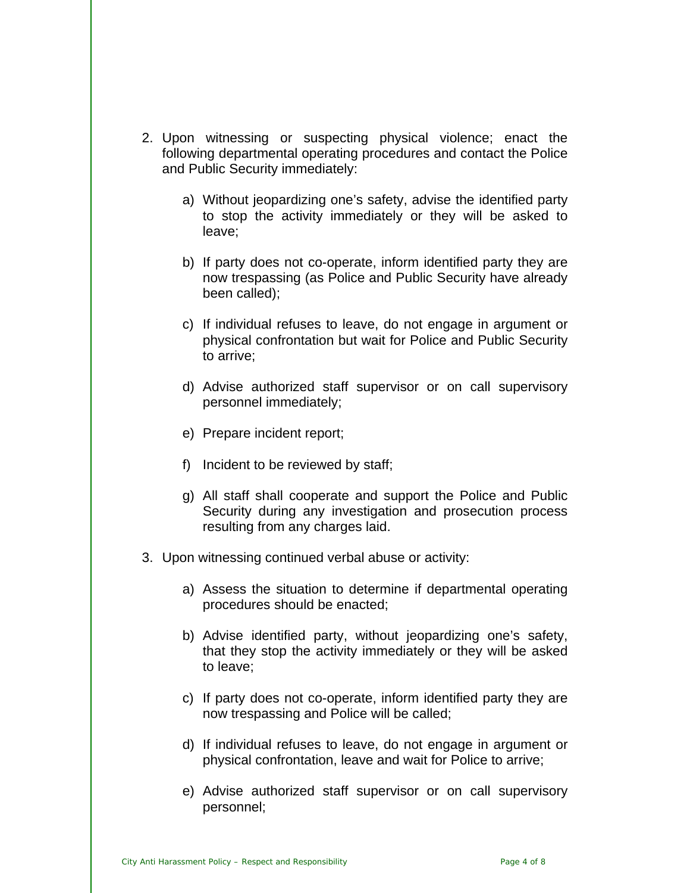2. Upon witnessing or suspecting physical violence; enact the following departmental operating procedures and contact the Police and Public Security immediately:

    a) Without jeopardizing one's safety, advise the identified party to stop the activity immediately or they will be asked to leave;

    b) If party does not co-operate, inform identified party they are now trespassing (as Police and Public Security have already been called);

    c) If individual refuses to leave, do not engage in argument or physical confrontation but wait for Police and Public Security to arrive;

    d) Advise authorized staff supervisor or on call supervisory personnel immediately;

    e) Prepare incident report;

    f) Incident to be reviewed by staff;

    g) All staff shall cooperate and support the Police and Public Security during any investigation and prosecution process resulting from any charges laid.

3. Upon witnessing continued verbal abuse or activity:

    a) Assess the situation to determine if departmental operating procedures should be enacted;

    b) Advise identified party, without jeopardizing one's safety, that they stop the activity immediately or they will be asked to leave;

    c) If party does not co-operate, inform identified party they are now trespassing and Police will be called;

    d) If individual refuses to leave, do not engage in argument or physical confrontation, leave and wait for Police to arrive;

    e) Advise authorized staff supervisor or on call supervisory personnel;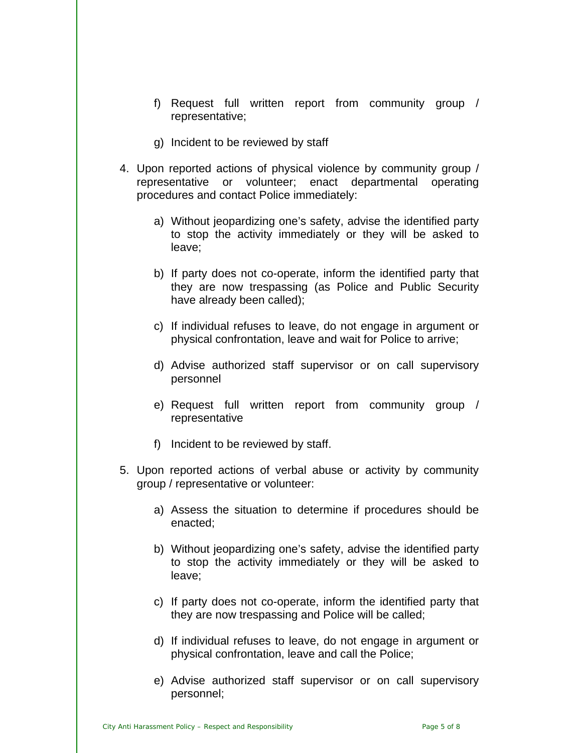f) Request full written report from community group / representative;

g) Incident to be reviewed by staff

4. Upon reported actions of physical violence by community group / representative or volunteer; enact departmental operating procedures and contact Police immediately:

   a) Without jeopardizing one's safety, advise the identified party to stop the activity immediately or they will be asked to leave;

   b) If party does not co-operate, inform the identified party that they are now trespassing (as Police and Public Security have already been called);

   c) If individual refuses to leave, do not engage in argument or physical confrontation, leave and wait for Police to arrive;

   d) Advise authorized staff supervisor or on call supervisory personnel

   e) Request full written report from community group / representative

   f) Incident to be reviewed by staff.

5. Upon reported actions of verbal abuse or activity by community group / representative or volunteer:

   a) Assess the situation to determine if procedures should be enacted;

   b) Without jeopardizing one's safety, advise the identified party to stop the activity immediately or they will be asked to leave;

   c) If party does not co-operate, inform the identified party that they are now trespassing and Police will be called;

   d) If individual refuses to leave, do not engage in argument or physical confrontation, leave and call the Police;

   e) Advise authorized staff supervisor or on call supervisory personnel;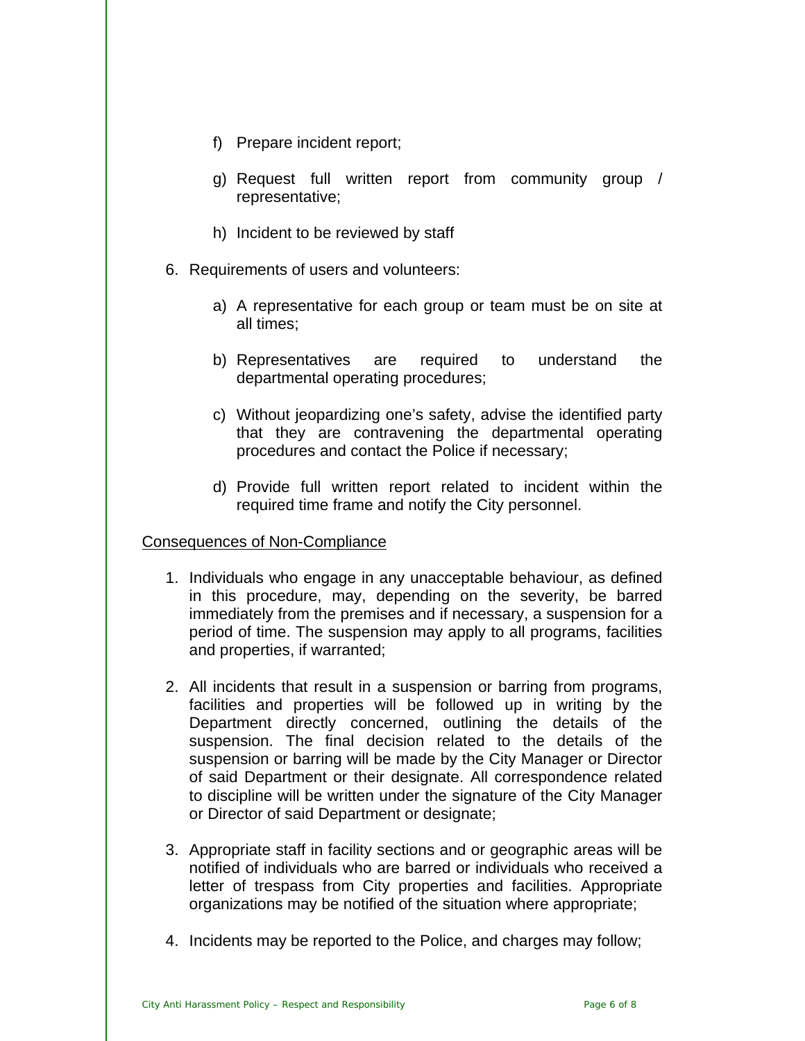f) Prepare incident report;

g) Request full written report from community group / representative;

h) Incident to be reviewed by staff

6. Requirements of users and volunteers:

   a) A representative for each group or team must be on site at all times;

   b) Representatives are required to understand the departmental operating procedures;

   c) Without jeopardizing one's safety, advise the identified party that they are contravening the departmental operating procedures and contact the Police if necessary;

   d) Provide full written report related to incident within the required time frame and notify the City personnel.

<u>Consequences of Non-Compliance</u>

1. Individuals who engage in any unacceptable behaviour, as defined in this procedure, may, depending on the severity, be barred immediately from the premises and if necessary, a suspension for a period of time. The suspension may apply to all programs, facilities and properties, if warranted;

2. All incidents that result in a suspension or barring from programs, facilities and properties will be followed up in writing by the Department directly concerned, outlining the details of the suspension. The final decision related to the details of the suspension or barring will be made by the City Manager or Director of said Department or their designate. All correspondence related to discipline will be written under the signature of the City Manager or Director of said Department or designate;

3. Appropriate staff in facility sections and or geographic areas will be notified of individuals who are barred or individuals who received a letter of trespass from City properties and facilities. Appropriate organizations may be notified of the situation where appropriate;

4. Incidents may be reported to the Police, and charges may follow;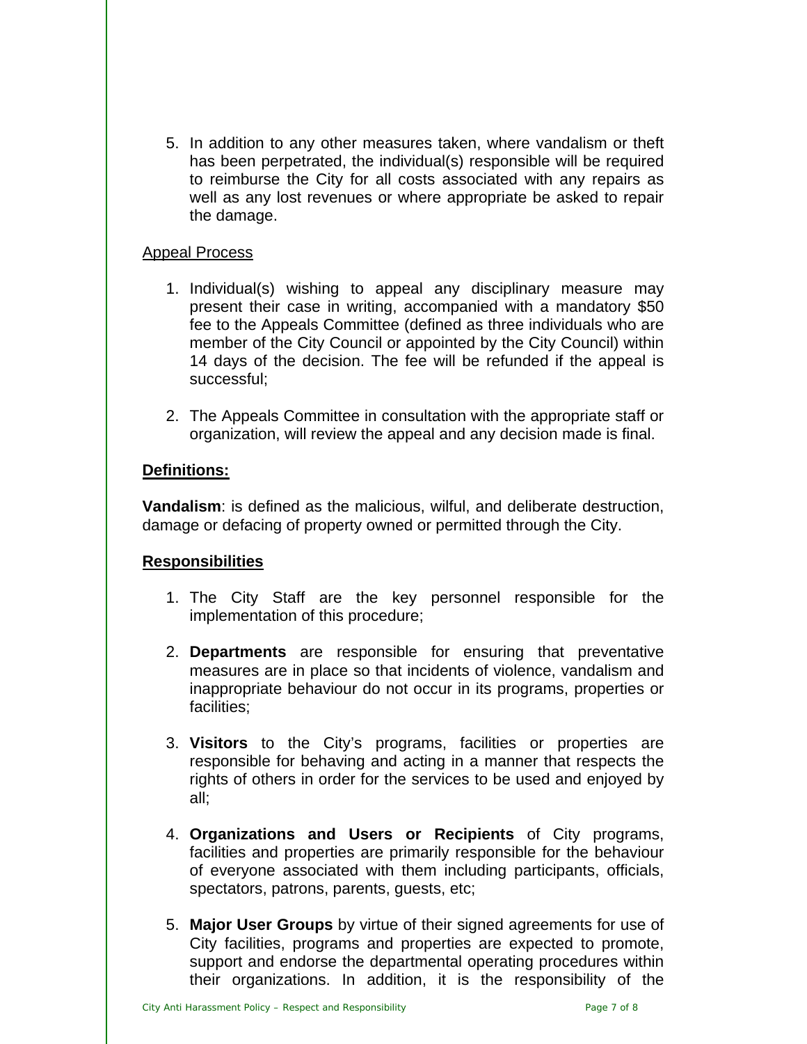5. In addition to any other measures taken, where vandalism or theft has been perpetrated, the individual(s) responsible will be required to reimburse the City for all costs associated with any repairs as well as any lost revenues or where appropriate be asked to repair the damage.

Appeal Process

1. Individual(s) wishing to appeal any disciplinary measure may present their case in writing, accompanied with a mandatory $50 fee to the Appeals Committee (defined as three individuals who are member of the City Council or appointed by the City Council) within 14 days of the decision. The fee will be refunded if the appeal is successful;

2. The Appeals Committee in consultation with the appropriate staff or organization, will review the appeal and any decision made is final.

**Definitions:**

**Vandalism**: is defined as the malicious, wilful, and deliberate destruction, damage or defacing of property owned or permitted through the City.

**Responsibilities**

1. The City Staff are the key personnel responsible for the implementation of this procedure;

2. **Departments** are responsible for ensuring that preventative measures are in place so that incidents of violence, vandalism and inappropriate behaviour do not occur in its programs, properties or facilities;

3. **Visitors** to the City's programs, facilities or properties are responsible for behaving and acting in a manner that respects the rights of others in order for the services to be used and enjoyed by all;

4. **Organizations and Users or Recipients** of City programs, facilities and properties are primarily responsible for the behaviour of everyone associated with them including participants, officials, spectators, patrons, parents, guests, etc;

5. **Major User Groups** by virtue of their signed agreements for use of City facilities, programs and properties are expected to promote, support and endorse the departmental operating procedures within their organizations. In addition, it is the responsibility of the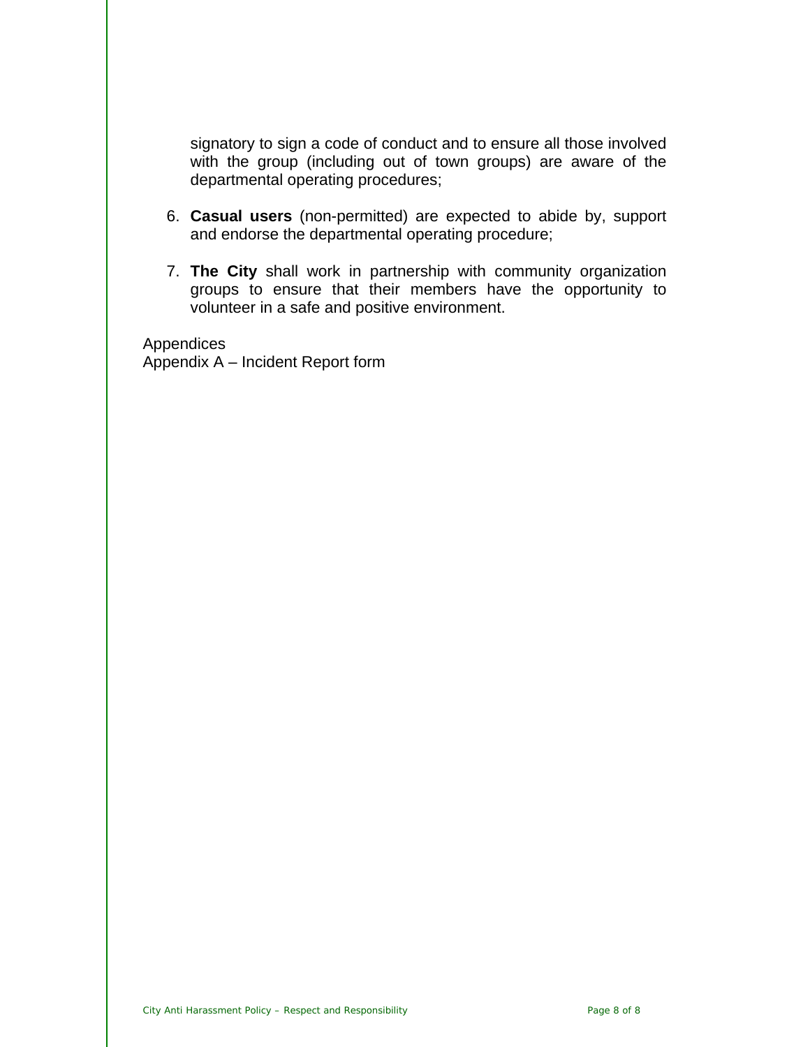signatory to sign a code of conduct and to ensure all those involved with the group (including out of town groups) are aware of the departmental operating procedures;

6. **Casual users** (non-permitted) are expected to abide by, support and endorse the departmental operating procedure;

7. **The City** shall work in partnership with community organization groups to ensure that their members have the opportunity to volunteer in a safe and positive environment.

Appendices
Appendix A – Incident Report form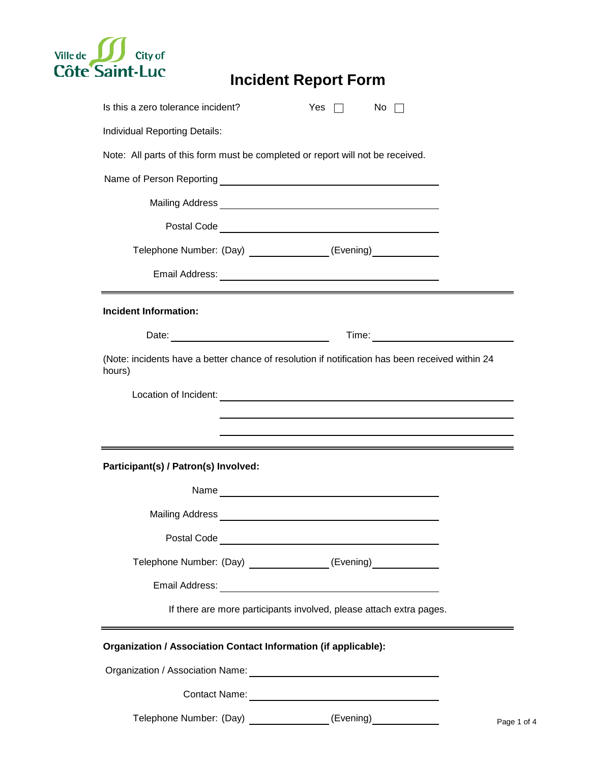Ville de City of Côte Saint-Luc

# Incident Report Form

Is this a zero tolerance incident? Yes ☐ No ☐

Individual Reporting Details:

Note: All parts of this form must be completed or report will not be received.

Name of Person Reporting ______________________________

Mailing Address ______________________________

Postal Code ______________________________

Telephone Number: (Day) ______________ (Evening) ______________

Email Address: ______________________________

---

**Incident Information:**

Date: ______________________ Time: ______________________

(Note: incidents have a better chance of resolution if notification has been received within 24 hours)

Location of Incident: ______________________________

______________________________

______________________________

---

**Participant(s) / Patron(s) Involved:**

Name ______________________________

Mailing Address ______________________________

Postal Code ______________________________

Telephone Number: (Day) ______________ (Evening) ______________

Email Address: ______________________________

If there are more participants involved, please attach extra pages.

---

**Organization / Association Contact Information (if applicable):**

Organization / Association Name: ______________________________

Contact Name: ______________________________

Telephone Number: (Day) ______________ (Evening) ______________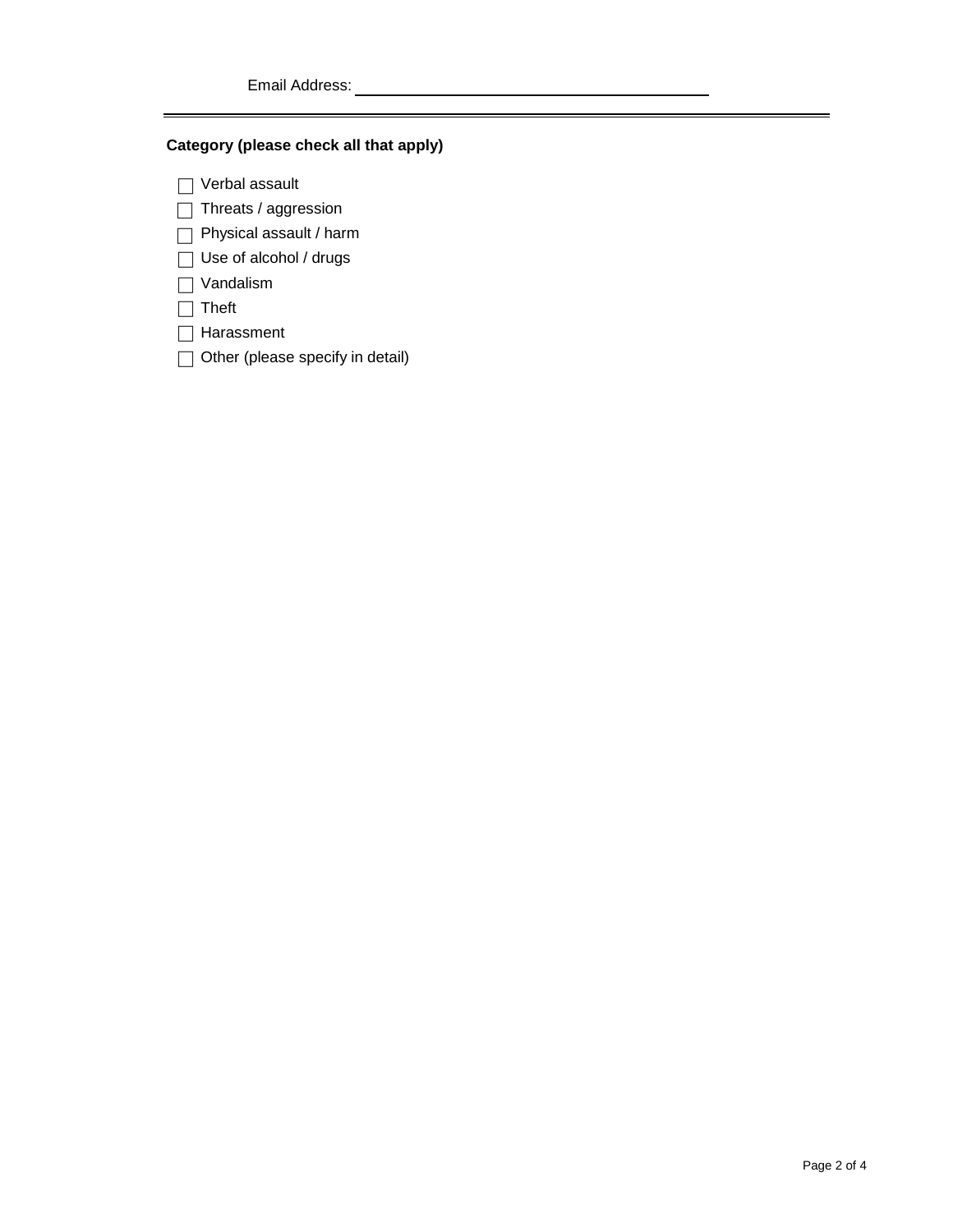Email Address: ____________________

---

**Category (please check all that apply)**

- ☐ Verbal assault
- ☐ Threats / aggression
- ☐ Physical assault / harm
- ☐ Use of alcohol / drugs
- ☐ Vandalism
- ☐ Theft
- ☐ Harassment
- ☐ Other (please specify in detail)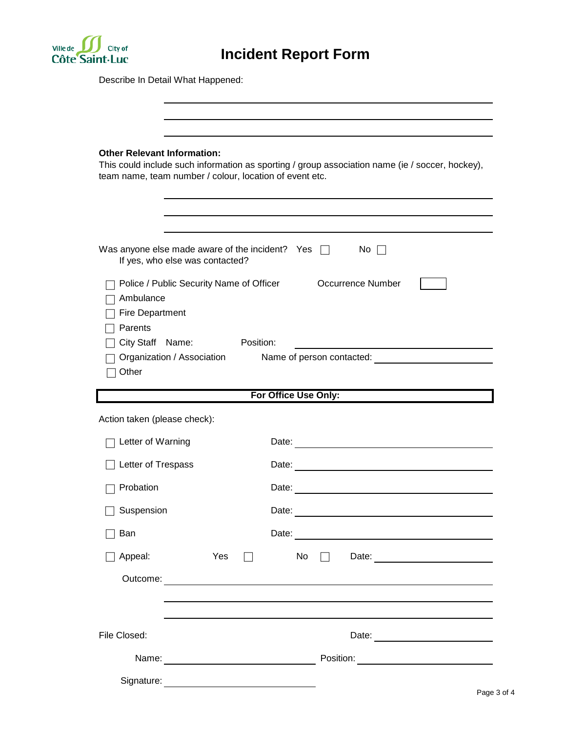# Incident Report Form

Describe In Detail What Happened:

\_\_\_\_\_\_\_\_\_\_\_\_\_\_\_\_\_\_\_\_\_\_\_\_\_\_\_\_\_\_\_\_\_\_\_\_\_\_\_\_\_\_\_\_

\_\_\_\_\_\_\_\_\_\_\_\_\_\_\_\_\_\_\_\_\_\_\_\_\_\_\_\_\_\_\_\_\_\_\_\_\_\_\_\_\_\_\_\_

\_\_\_\_\_\_\_\_\_\_\_\_\_\_\_\_\_\_\_\_\_\_\_\_\_\_\_\_\_\_\_\_\_\_\_\_\_\_\_\_\_\_\_\_

**Other Relevant Information:**
This could include such information as sporting / group association name (ie / soccer, hockey), team name, team number / colour, location of event etc.

\_\_\_\_\_\_\_\_\_\_\_\_\_\_\_\_\_\_\_\_\_\_\_\_\_\_\_\_\_\_\_\_\_\_\_\_\_\_\_\_\_\_\_\_

\_\_\_\_\_\_\_\_\_\_\_\_\_\_\_\_\_\_\_\_\_\_\_\_\_\_\_\_\_\_\_\_\_\_\_\_\_\_\_\_\_\_\_\_

\_\_\_\_\_\_\_\_\_\_\_\_\_\_\_\_\_\_\_\_\_\_\_\_\_\_\_\_\_\_\_\_\_\_\_\_\_\_\_\_\_\_\_\_

Was anyone else made aware of the incident? Yes ☐ No ☐
If yes, who else was contacted?

☐ Police / Public Security Name of Officer Occurrence Number ☐

☐ Ambulance

☐ Fire Department

☐ Parents

☐ City Staff Name: Position: \_\_\_\_\_\_\_\_\_\_\_\_\_\_\_\_\_\_\_\_

☐ Organization / Association Name of person contacted: \_\_\_\_\_\_\_\_\_\_\_\_\_\_\_\_\_\_\_\_

☐ Other

**For Office Use Only:**

Action taken (please check):

☐ Letter of Warning Date: \_\_\_\_\_\_\_\_\_\_\_\_\_\_\_\_\_\_\_\_

☐ Letter of Trespass Date: \_\_\_\_\_\_\_\_\_\_\_\_\_\_\_\_\_\_\_\_

☐ Probation Date: \_\_\_\_\_\_\_\_\_\_\_\_\_\_\_\_\_\_\_\_

☐ Suspension Date: \_\_\_\_\_\_\_\_\_\_\_\_\_\_\_\_\_\_\_\_

☐ Ban Date: \_\_\_\_\_\_\_\_\_\_\_\_\_\_\_\_\_\_\_\_

☐ Appeal: Yes ☐ No ☐ Date: \_\_\_\_\_\_\_\_\_\_\_\_\_\_\_\_\_\_\_\_

Outcome: \_\_\_\_\_\_\_\_\_\_\_\_\_\_\_\_\_\_\_\_\_\_\_\_\_\_\_\_\_\_\_\_\_\_\_\_\_\_\_\_\_\_\_\_

\_\_\_\_\_\_\_\_\_\_\_\_\_\_\_\_\_\_\_\_\_\_\_\_\_\_\_\_\_\_\_\_\_\_\_\_\_\_\_\_\_\_\_\_

\_\_\_\_\_\_\_\_\_\_\_\_\_\_\_\_\_\_\_\_\_\_\_\_\_\_\_\_\_\_\_\_\_\_\_\_\_\_\_\_\_\_\_\_

File Closed: Date: \_\_\_\_\_\_\_\_\_\_\_\_\_\_\_\_\_\_\_\_

Name: \_\_\_\_\_\_\_\_\_\_\_\_\_\_\_\_\_\_\_\_ Position: \_\_\_\_\_\_\_\_\_\_\_\_\_\_\_\_\_\_\_\_

Signature: \_\_\_\_\_\_\_\_\_\_\_\_\_\_\_\_\_\_\_\_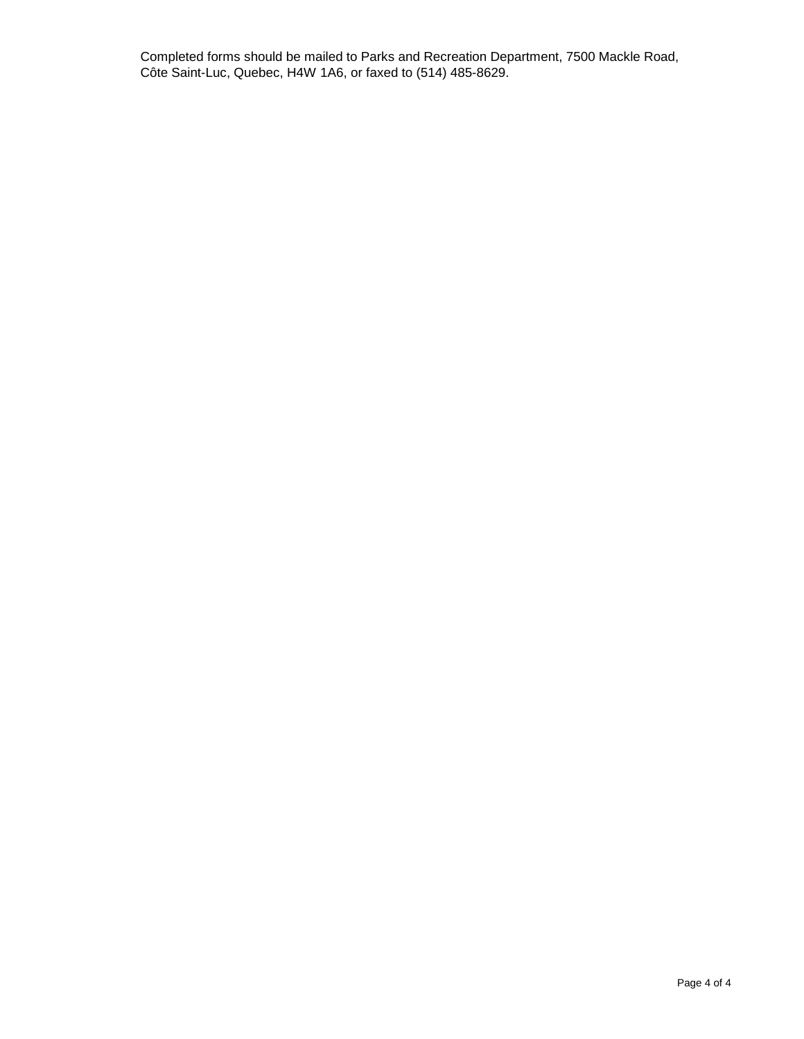Completed forms should be mailed to Parks and Recreation Department, 7500 Mackle Road, Côte Saint-Luc, Quebec, H4W 1A6, or faxed to (514) 485-8629.